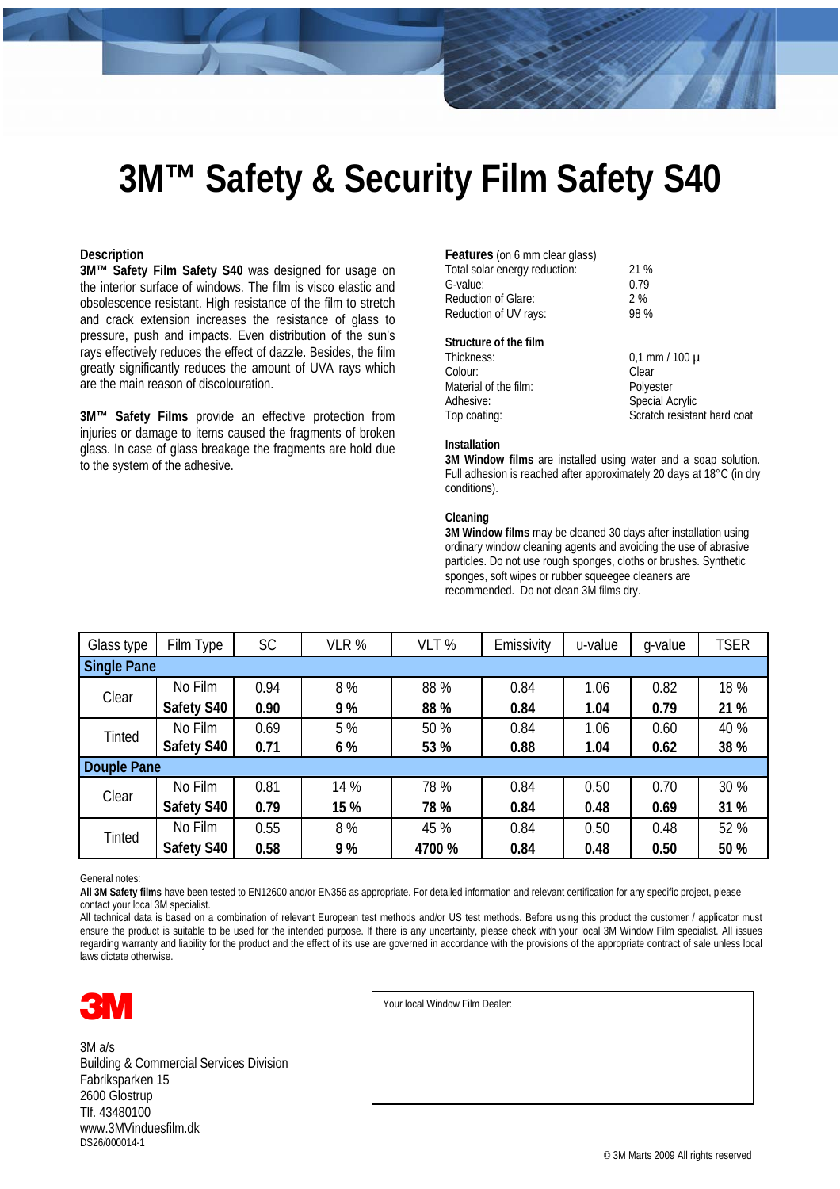# 3M™ Safety & Security Film Safety S40

## Description

**3M™ Safety Film Safety S40** was designed for usage on the interior surface of windows. The film is visco elastic and obsolescence resistant. High resistance of the film to stretch and crack extension increases the resistance of glass to pressure, push and impacts. Even distribution of the sun's rays effectively reduces the effect of dazzle. Besides, the film greatly significantly reduces the amount of UVA rays which are the main reason of discolouration.

**3M™ Safety Films** provide an effective protection from injuries or damage to items caused the fragments of broken glass. In case of glass breakage the fragments are hold due to the system of the adhesive.

**Features** (on 6 mm clear glass)

| | |
|---|---|
| Total solar energy reduction: | 21 % |
| G-value: | 0.79 |
| Reduction of Glare: | 2 % |
| Reduction of UV rays: | 98 % |

**Structure of the film**

| | |
|---|---|
| Thickness: | 0,1 mm / 100 µ |
| Colour: | Clear |
| Material of the film: | Polyester |
| Adhesive: | Special Acrylic |
| Top coating: | Scratch resistant hard coat |

**Installation**

**3M Window films** are installed using water and a soap solution. Full adhesion is reached after approximately 20 days at 18°C (in dry conditions).

**Cleaning**

**3M Window films** may be cleaned 30 days after installation using ordinary window cleaning agents and avoiding the use of abrasive particles. Do not use rough sponges, cloths or brushes. Synthetic sponges, soft wipes or rubber squeegee cleaners are recommended. Do not clean 3M films dry.

| Glass type | Film Type | SC | VLR % | VLT % | Emissivity | u-value | g-value | TSER |
|---|---|---|---|---|---|---|---|---|
| **Single Pane** | | | | | | | | |
| Clear | No Film | 0.94 | 8 % | 88 % | 0.84 | 1.06 | 0.82 | 18 % |
| | **Safety S40** | **0.90** | **9 %** | **88 %** | **0.84** | **1.04** | **0.79** | **21 %** |
| Tinted | No Film | 0.69 | 5 % | 50 % | 0.84 | 1.06 | 0.60 | 40 % |
| | **Safety S40** | **0.71** | **6 %** | **53 %** | **0.88** | **1.04** | **0.62** | **38 %** |
| **Douple Pane** | | | | | | | | |
| Clear | No Film | 0.81 | 14 % | 78 % | 0.84 | 0.50 | 0.70 | 30 % |
| | **Safety S40** | **0.79** | **15 %** | **78 %** | **0.84** | **0.48** | **0.69** | **31 %** |
| Tinted | No Film | 0.55 | 8 % | 45 % | 0.84 | 0.50 | 0.48 | 52 % |
| | **Safety S40** | **0.58** | **9 %** | **4700 %** | **0.84** | **0.48** | **0.50** | **50 %** |

General notes:

**All 3M Safety films** have been tested to EN12600 and/or EN356 as appropriate. For detailed information and relevant certification for any specific project, please contact your local 3M specialist.

All technical data is based on a combination of relevant European test methods and/or US test methods. Before using this product the customer / applicator must ensure the product is suitable to be used for the intended purpose. If there is any uncertainty, please check with your local 3M Window Film specialist. All issues regarding warranty and liability for the product and the effect of its use are governed in accordance with the provisions of the appropriate contract of sale unless local laws dictate otherwise.

3M

3M a/s
Building & Commercial Services Division
Fabriksparken 15
2600 Glostrup
Tlf. 43480100
www.3MVinduesfilm.dk
DS26/000014-1

Your local Window Film Dealer:

© 3M Marts 2009 All rights reserved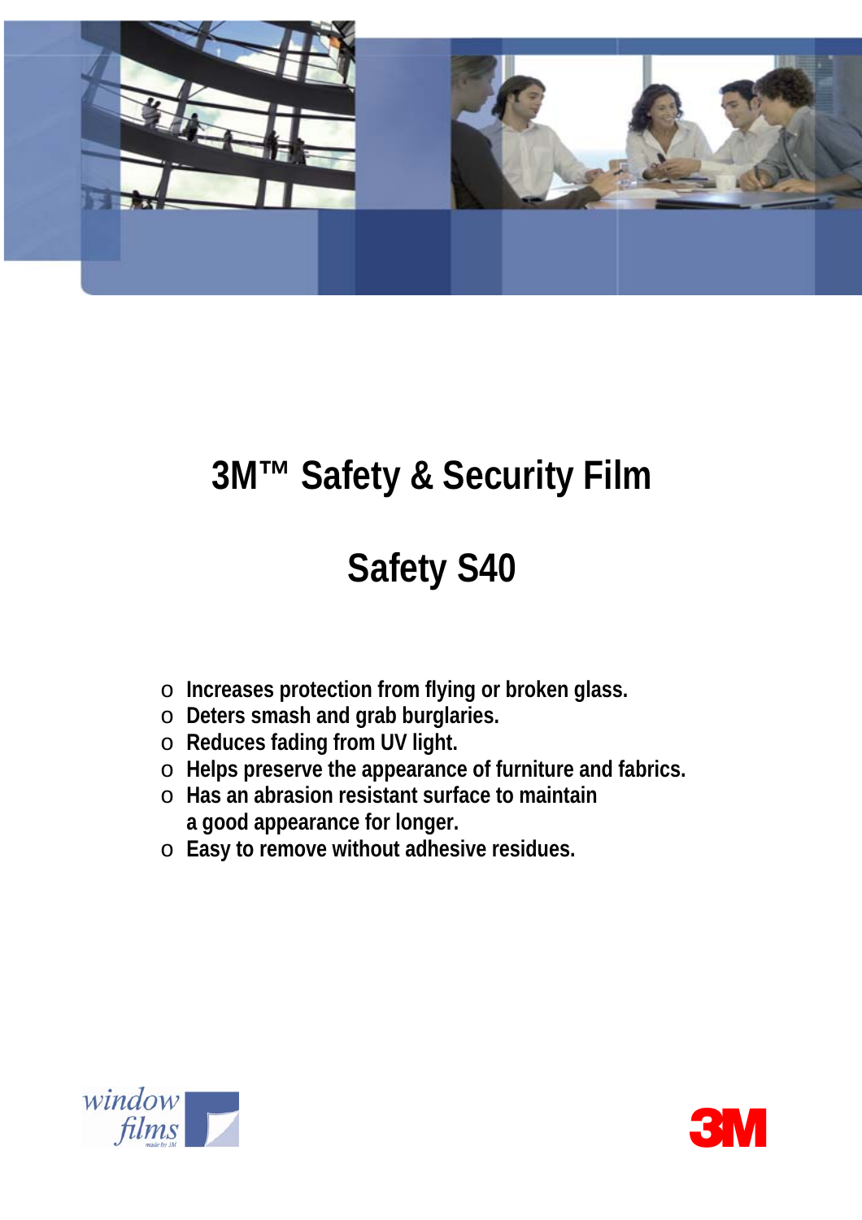# 3M™ Safety & Security Film

## Safety S40

- Increases protection from flying or broken glass.
- Deters smash and grab burglaries.
- Reduces fading from UV light.
- Helps preserve the appearance of furniture and fabrics.
- Has an abrasion resistant surface to maintain a good appearance for longer.
- Easy to remove without adhesive residues.